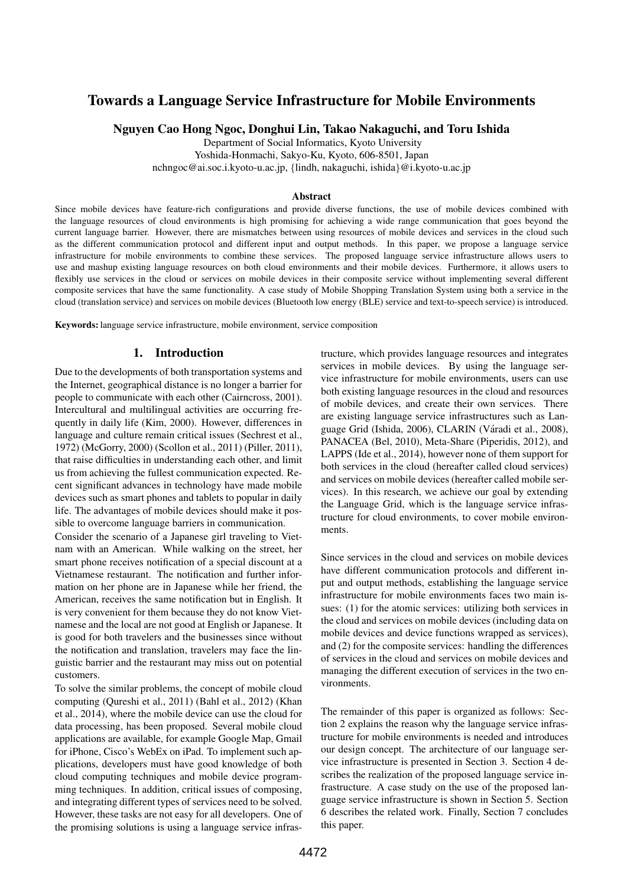# Towards a Language Service Infrastructure for Mobile Environments

**Nguyen Cao Hong Ngoc, Donghui Lin, Takao Nakaguchi, and Toru Ishida**

Department of Social Informatics, Kyoto University
Yoshida-Honmachi, Sakyo-Ku, Kyoto, 606-8501, Japan
nchngoc@ai.soc.i.kyoto-u.ac.jp, {lindh, nakaguchi, ishida}@i.kyoto-u.ac.jp

## Abstract

Since mobile devices have feature-rich configurations and provide diverse functions, the use of mobile devices combined with the language resources of cloud environments is high promising for achieving a wide range communication that goes beyond the current language barrier. However, there are mismatches between using resources of mobile devices and services in the cloud such as the different communication protocol and different input and output methods. In this paper, we propose a language service infrastructure for mobile environments to combine these services. The proposed language service infrastructure allows users to use and mashup existing language resources on both cloud environments and their mobile devices. Furthermore, it allows users to flexibly use services in the cloud or services on mobile devices in their composite service without implementing several different composite services that have the same functionality. A case study of Mobile Shopping Translation System using both a service in the cloud (translation service) and services on mobile devices (Bluetooth low energy (BLE) service and text-to-speech service) is introduced.

**Keywords:** language service infrastructure, mobile environment, service composition

## 1. Introduction

Due to the developments of both transportation systems and the Internet, geographical distance is no longer a barrier for people to communicate with each other (Cairncross, 2001). Intercultural and multilingual activities are occurring frequently in daily life (Kim, 2000). However, differences in language and culture remain critical issues (Sechrest et al., 1972) (McGorry, 2000) (Scollon et al., 2011) (Piller, 2011), that raise difficulties in understanding each other, and limit us from achieving the fullest communication expected. Recent significant advances in technology have made mobile devices such as smart phones and tablets to popular in daily life. The advantages of mobile devices should make it possible to overcome language barriers in communication.

Consider the scenario of a Japanese girl traveling to Vietnam with an American. While walking on the street, her smart phone receives notification of a special discount at a Vietnamese restaurant. The notification and further information on her phone are in Japanese while her friend, the American, receives the same notification but in English. It is very convenient for them because they do not know Vietnamese and the local are not good at English or Japanese. It is good for both travelers and the businesses since without the notification and translation, travelers may face the linguistic barrier and the restaurant may miss out on potential customers.

To solve the similar problems, the concept of mobile cloud computing (Qureshi et al., 2011) (Bahl et al., 2012) (Khan et al., 2014), where the mobile device can use the cloud for data processing, has been proposed. Several mobile cloud applications are available, for example Google Map, Gmail for iPhone, Cisco's WebEx on iPad. To implement such applications, developers must have good knowledge of both cloud computing techniques and mobile device programming techniques. In addition, critical issues of composing, and integrating different types of services need to be solved. However, these tasks are not easy for all developers. One of the promising solutions is using a language service infrastructure, which provides language resources and integrates services in mobile devices. By using the language service infrastructure for mobile environments, users can use both existing language resources in the cloud and resources of mobile devices, and create their own services. There are existing language service infrastructures such as Language Grid (Ishida, 2006), CLARIN (Váradi et al., 2008), PANACEA (Bel, 2010), Meta-Share (Piperidis, 2012), and LAPPS (Ide et al., 2014), however none of them support for both services in the cloud (hereafter called cloud services) and services on mobile devices (hereafter called mobile services). In this research, we achieve our goal by extending the Language Grid, which is the language service infrastructure for cloud environments, to cover mobile environments.

Since services in the cloud and services on mobile devices have different communication protocols and different input and output methods, establishing the language service infrastructure for mobile environments faces two main issues: (1) for the atomic services: utilizing both services in the cloud and services on mobile devices (including data on mobile devices and device functions wrapped as services), and (2) for the composite services: handling the differences of services in the cloud and services on mobile devices and managing the different execution of services in the two environments.

The remainder of this paper is organized as follows: Section 2 explains the reason why the language service infrastructure for mobile environments is needed and introduces our design concept. The architecture of our language service infrastructure is presented in Section 3. Section 4 describes the realization of the proposed language service infrastructure. A case study on the use of the proposed language service infrastructure is shown in Section 5. Section 6 describes the related work. Finally, Section 7 concludes this paper.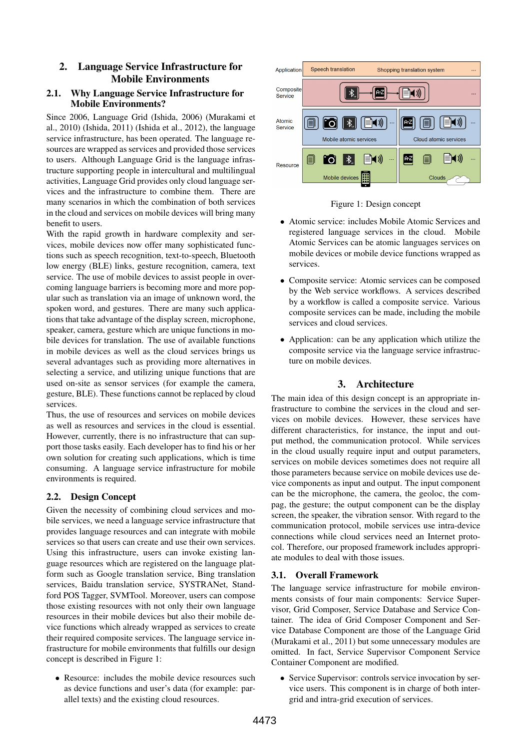## 2. Language Service Infrastructure for Mobile Environments

### 2.1. Why Language Service Infrastructure for Mobile Environments?

Since 2006, Language Grid (Ishida, 2006) (Murakami et al., 2010) (Ishida, 2011) (Ishida et al., 2012), the language service infrastructure, has been operated. The language resources are wrapped as services and provided those services to users. Although Language Grid is the language infrastructure supporting people in intercultural and multilingual activities, Language Grid provides only cloud language services and the infrastructure to combine them. There are many scenarios in which the combination of both services in the cloud and services on mobile devices will bring many benefit to users.

With the rapid growth in hardware complexity and services, mobile devices now offer many sophisticated functions such as speech recognition, text-to-speech, Bluetooth low energy (BLE) links, gesture recognition, camera, text service. The use of mobile devices to assist people in overcoming language barriers is becoming more and more popular such as translation via an image of unknown word, the spoken word, and gestures. There are many such applications that take advantage of the display screen, microphone, speaker, camera, gesture which are unique functions in mobile devices for translation. The use of available functions in mobile devices as well as the cloud services brings us several advantages such as providing more alternatives in selecting a service, and utilizing unique functions that are used on-site as sensor services (for example the camera, gesture, BLE). These functions cannot be replaced by cloud services.

Thus, the use of resources and services on mobile devices as well as resources and services in the cloud is essential. However, currently, there is no infrastructure that can support those tasks easily. Each developer has to find his or her own solution for creating such applications, which is time consuming. A language service infrastructure for mobile environments is required.

### 2.2. Design Concept

Given the necessity of combining cloud services and mobile services, we need a language service infrastructure that provides language resources and can integrate with mobile services so that users can create and use their own services. Using this infrastructure, users can invoke existing language resources which are registered on the language platform such as Google translation service, Bing translation services, Baidu translation service, SYSTRANet, Standford POS Tagger, SVMTool. Moreover, users can compose those existing resources with not only their own language resources in their mobile devices but also their mobile device functions which already wrapped as services to create their required composite services. The language service infrastructure for mobile environments that fulfills our design concept is described in Figure 1:

- Resource: includes the mobile device resources such as device functions and user's data (for example: parallel texts) and the existing cloud resources.

Figure 1: Design concept

- Atomic service: includes Mobile Atomic Services and registered language services in the cloud. Mobile Atomic Services can be atomic languages services on mobile devices or mobile device functions wrapped as services.
- Composite service: Atomic services can be composed by the Web service workflows. A services described by a workflow is called a composite service. Various composite services can be made, including the mobile services and cloud services.
- Application: can be any application which utilize the composite service via the language service infrastructure on mobile devices.

## 3. Architecture

The main idea of this design concept is an appropriate infrastructure to combine the services in the cloud and services on mobile devices. However, these services have different characteristics, for instance, the input and output method, the communication protocol. While services in the cloud usually require input and output parameters, services on mobile devices sometimes does not require all those parameters because service on mobile devices use device components as input and output. The input component can be the microphone, the camera, the geoloc, the compag, the gesture; the output component can be the display screen, the speaker, the vibration sensor. With regard to the communication protocol, mobile services use intra-device connections while cloud services need an Internet protocol. Therefore, our proposed framework includes appropriate modules to deal with those issues.

### 3.1. Overall Framework

The language service infrastructure for mobile environments consists of four main components: Service Supervisor, Grid Composer, Service Database and Service Container. The idea of Grid Composer Component and Service Database Component are those of the Language Grid (Murakami et al., 2011) but some unnecessary modules are omitted. In fact, Service Supervisor Component Service Container Component are modified.

- Service Supervisor: controls service invocation by service users. This component is in charge of both inter-grid and intra-grid execution of services.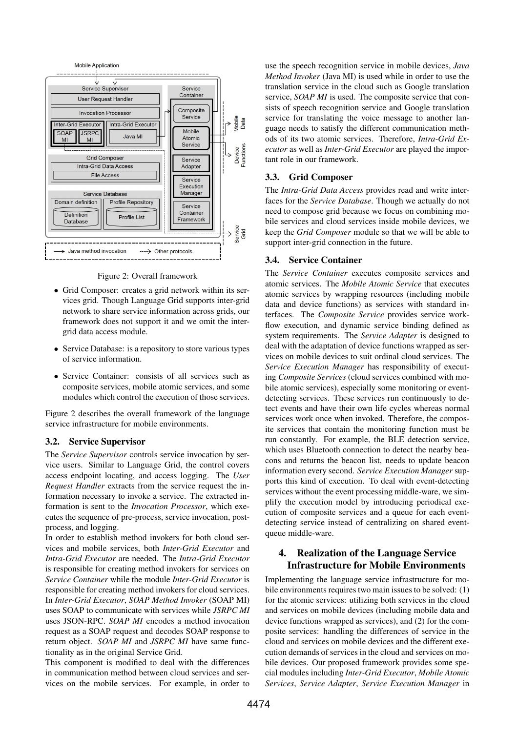Figure 2: Overall framework

- Grid Composer: creates a grid network within its services grid. Though Language Grid supports inter-grid network to share service information across grids, our framework does not support it and we omit the inter-grid data access module.
- Service Database: is a repository to store various types of service information.
- Service Container: consists of all services such as composite services, mobile atomic services, and some modules which control the execution of those services.

Figure 2 describes the overall framework of the language service infrastructure for mobile environments.

### 3.2. Service Supervisor

The *Service Supervisor* controls service invocation by service users. Similar to Language Grid, the control covers access endpoint locating, and access logging. The *User Request Handler* extracts from the service request the information necessary to invoke a service. The extracted information is sent to the *Invocation Processor*, which executes the sequence of pre-process, service invocation, post-process, and logging.

In order to establish method invokers for both cloud services and mobile services, both *Inter-Grid Executor* and *Intra-Grid Executor* are needed. The *Intra-Grid Executor* is responsible for creating method invokers for services on *Service Container* while the module *Inter-Grid Executor* is responsible for creating method invokers for cloud services. In *Inter-Grid Executor*, *SOAP Method Invoker* (SOAP MI) uses SOAP to communicate with services while *JSRPC MI* uses JSON-RPC. *SOAP MI* encodes a method invocation request as a SOAP request and decodes SOAP response to return object. *SOAP MI* and *JSRPC MI* have same functionality as in the original Service Grid.

This component is modified to deal with the differences in communication method between cloud services and services on the mobile services. For example, in order to use the speech recognition service in mobile devices, *Java Method Invoker* (Java MI) is used while in order to use the translation service in the cloud such as Google translation service, *SOAP MI* is used. The composite service that consists of speech recognition service and Google translation service for translating the voice message to another language needs to satisfy the different communication methods of its two atomic services. Therefore, *Intra-Grid Executor* as well as *Inter-Grid Executor* are played the important role in our framework.

### 3.3. Grid Composer

The *Intra-Grid Data Access* provides read and write interfaces for the *Service Database*. Though we actually do not need to compose grid because we focus on combining mobile services and cloud services inside mobile devices, we keep the *Grid Composer* module so that we will be able to support inter-grid connection in the future.

### 3.4. Service Container

The *Service Container* executes composite services and atomic services. The *Mobile Atomic Service* that executes atomic services by wrapping resources (including mobile data and device functions) as services with standard interfaces. The *Composite Service* provides service workflow execution, and dynamic service binding defined as system requirements. The *Service Adapter* is designed to deal with the adaptation of device functions wrapped as services on mobile devices to suit ordinal cloud services. The *Service Execution Manager* has responsibility of executing *Composite Services* (cloud services combined with mobile atomic services), especially some monitoring or event-detecting services. These services run continuously to detect events and have their own life cycles whereas normal services work once when invoked. Therefore, the composite services that contain the monitoring function must be run constantly. For example, the BLE detection service, which uses Bluetooth connection to detect the nearby beacons and returns the beacon list, needs to update beacon information every second. *Service Execution Manager* supports this kind of execution. To deal with event-detecting services without the event processing middle-ware, we simplify the execution model by introducing periodical execution of composite services and a queue for each event-detecting service instead of centralizing on shared event-queue middle-ware.

## 4. Realization of the Language Service Infrastructure for Mobile Environments

Implementing the language service infrastructure for mobile environments requires two main issues to be solved: (1) for the atomic services: utilizing both services in the cloud and services on mobile devices (including mobile data and device functions wrapped as services), and (2) for the composite services: handling the differences of service in the cloud and services on mobile devices and the different execution demands of services in the cloud and services on mobile devices. Our proposed framework provides some special modules including *Inter-Grid Executor*, *Mobile Atomic Services*, *Service Adapter*, *Service Execution Manager* in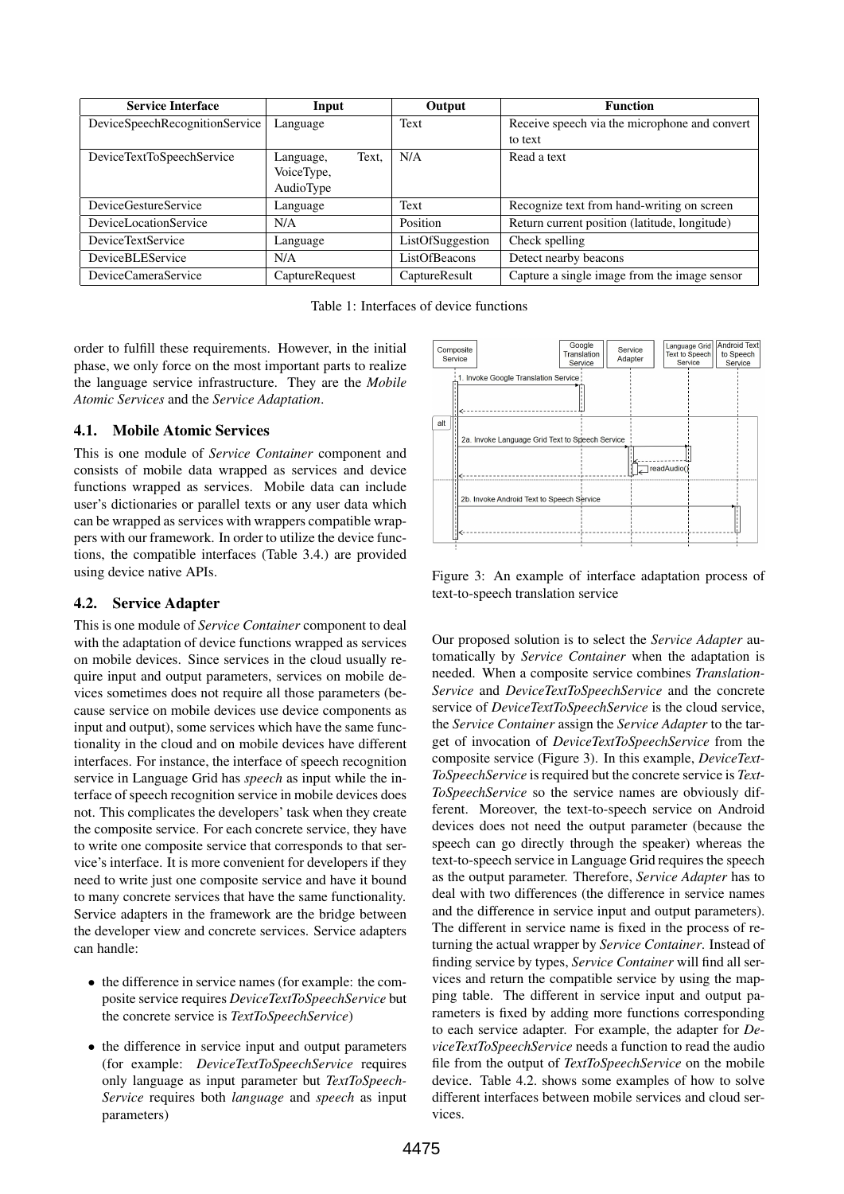| Service Interface | Input | Output | Function |
|---|---|---|---|
| DeviceSpeechRecognitionService | Language | Text | Receive speech via the microphone and convert to text |
| DeviceTextToSpeechService | Language, Text, VoiceType, AudioType | N/A | Read a text |
| DeviceGestureService | Language | Text | Recognize text from hand-writing on screen |
| DeviceLocationService | N/A | Position | Return current position (latitude, longitude) |
| DeviceTextService | Language | ListOfSuggestion | Check spelling |
| DeviceBLEService | N/A | ListOfBeacons | Detect nearby beacons |
| DeviceCameraService | CaptureRequest | CaptureResult | Capture a single image from the image sensor |

Table 1: Interfaces of device functions

order to fulfill these requirements. However, in the initial phase, we only force on the most important parts to realize the language service infrastructure. They are the *Mobile Atomic Services* and the *Service Adaptation*.

## 4.1. Mobile Atomic Services

This is one module of *Service Container* component and consists of mobile data wrapped as services and device functions wrapped as services. Mobile data can include user's dictionaries or parallel texts or any user data which can be wrapped as services with wrappers compatible wrappers with our framework. In order to utilize the device functions, the compatible interfaces (Table 3.4.) are provided using device native APIs.

## 4.2. Service Adapter

This is one module of *Service Container* component to deal with the adaptation of device functions wrapped as services on mobile devices. Since services in the cloud usually require input and output parameters, services on mobile devices sometimes does not require all those parameters (because service on mobile devices use device components as input and output), some services which have the same functionality in the cloud and on mobile devices have different interfaces. For instance, the interface of speech recognition service in Language Grid has *speech* as input while the interface of speech recognition service in mobile devices does not. This complicates the developers' task when they create the composite service. For each concrete service, they have to write one composite service that corresponds to that service's interface. It is more convenient for developers if they need to write just one composite service and have it bound to many concrete services that have the same functionality. Service adapters in the framework are the bridge between the developer view and concrete services. Service adapters can handle:

- the difference in service names (for example: the composite service requires *DeviceTextToSpeechService* but the concrete service is *TextToSpeechService*)
- the difference in service input and output parameters (for example: *DeviceTextToSpeechService* requires only language as input parameter but *TextToSpeechService* requires both *language* and *speech* as input parameters)

Figure 3: An example of interface adaptation process of text-to-speech translation service

Our proposed solution is to select the *Service Adapter* automatically by *Service Container* when the adaptation is needed. When a composite service combines *TranslationService* and *DeviceTextToSpeechService* and the concrete service of *DeviceTextToSpeechService* is the cloud service, the *Service Container* assign the *Service Adapter* to the target of invocation of *DeviceTextToSpeechService* from the composite service (Figure 3). In this example, *DeviceTextToSpeechService* is required but the concrete service is *TextToSpeechService* so the service names are obviously different. Moreover, the text-to-speech service on Android devices does not need the output parameter (because the speech can go directly through the speaker) whereas the text-to-speech service in Language Grid requires the speech as the output parameter. Therefore, *Service Adapter* has to deal with two differences (the difference in service names and the difference in service input and output parameters). The different in service name is fixed in the process of returning the actual wrapper by *Service Container*. Instead of finding service by types, *Service Container* will find all services and return the compatible service by using the mapping table. The different in service input and output parameters is fixed by adding more functions corresponding to each service adapter. For example, the adapter for *DeviceTextToSpeechService* needs a function to read the audio file from the output of *TextToSpeechService* on the mobile device. Table 4.2. shows some examples of how to solve different interfaces between mobile services and cloud services.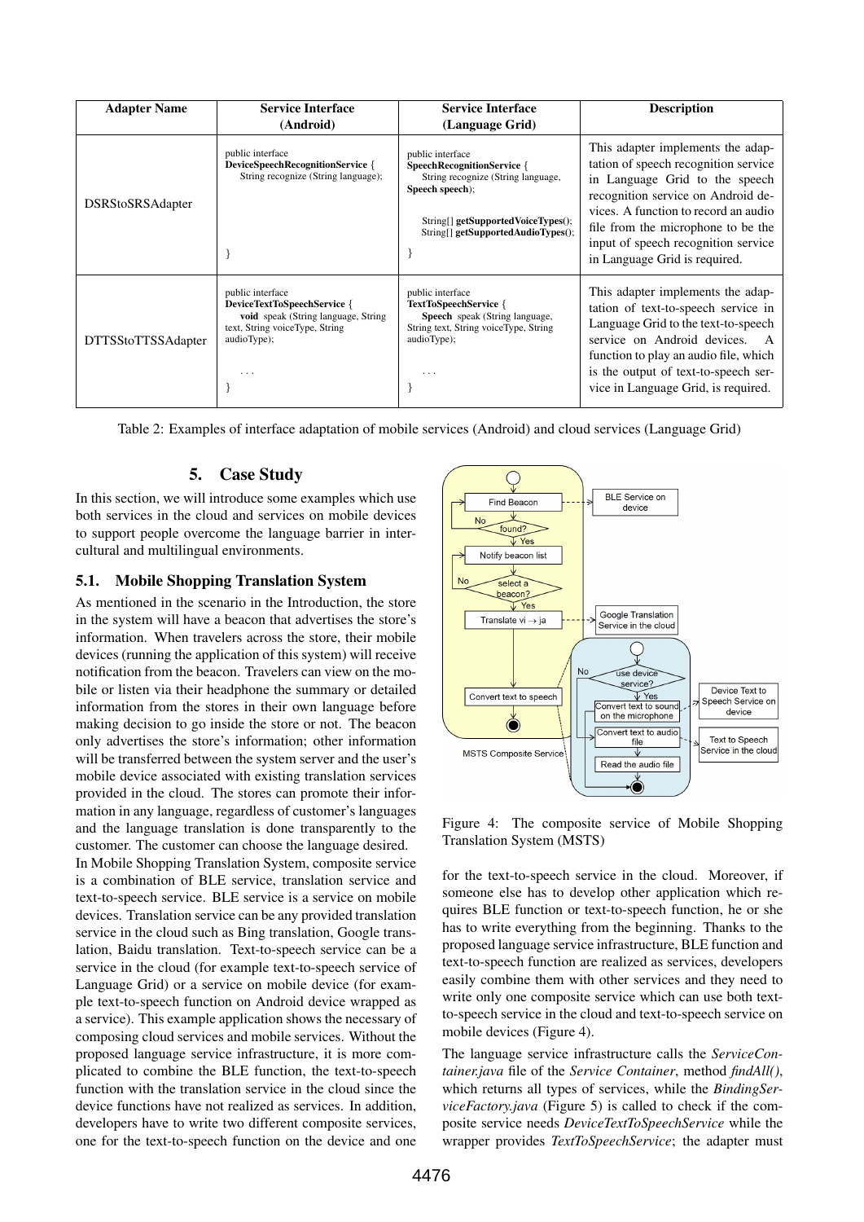| Adapter Name | Service Interface (Android) | Service Interface (Language Grid) | Description |
|---|---|---|---|
| DSRStoSRSAdapter | public interface **DeviceSpeechRecognitionService** { String recognize (String language); } | public interface **SpeechRecognitionService** { String recognize (String language, **Speech speech**); String[] **getSupportedVoiceTypes**(); String[] **getSupportedAudioTypes**(); } | This adapter implements the adaptation of speech recognition service in Language Grid to the speech recognition service on Android devices. A function to record an audio file from the microphone to be the input of speech recognition service in Language Grid is required. |
| DTTSStoTTSSAdapter | public interface **DeviceTextToSpeechService** { **void** speak (String language, String text, String voiceType, String audioType); ... } | public interface **TextToSpeechService** { **Speech** speak (String language, String text, String voiceType, String audioType); ... } | This adapter implements the adaptation of text-to-speech service in Language Grid to the text-to-speech service on Android devices. A function to play an audio file, which is the output of text-to-speech service in Language Grid, is required. |

Table 2: Examples of interface adaptation of mobile services (Android) and cloud services (Language Grid)

## 5. Case Study

In this section, we will introduce some examples which use both services in the cloud and services on mobile devices to support people overcome the language barrier in intercultural and multilingual environments.

### 5.1. Mobile Shopping Translation System

As mentioned in the scenario in the Introduction, the store in the system will have a beacon that advertises the store's information. When travelers across the store, their mobile devices (running the application of this system) will receive notification from the beacon. Travelers can view on the mobile or listen via their headphone the summary or detailed information from the stores in their own language before making decision to go inside the store or not. The beacon only advertises the store's information; other information will be transferred between the system server and the user's mobile device associated with existing translation services provided in the cloud. The stores can promote their information in any language, regardless of customer's languages and the language translation is done transparently to the customer. The customer can choose the language desired.

In Mobile Shopping Translation System, composite service is a combination of BLE service, translation service and text-to-speech service. BLE service is a service on mobile devices. Translation service can be any provided translation service in the cloud such as Bing translation, Google translation, Baidu translation. Text-to-speech service can be a service in the cloud (for example text-to-speech service of Language Grid) or a service on mobile device (for example text-to-speech function on Android device wrapped as a service). This example application shows the necessary of composing cloud services and mobile services. Without the proposed language service infrastructure, it is more complicated to combine the BLE function, the text-to-speech function with the translation service in the cloud since the device functions have not realized as services. In addition, developers have to write two different composite services, one for the text-to-speech function on the device and one for the text-to-speech service in the cloud. Moreover, if someone else has to develop other application which requires BLE function or text-to-speech function, he or she has to write everything from the beginning. Thanks to the proposed language service infrastructure, BLE function and text-to-speech function are realized as services, developers easily combine them with other services and they need to write only one composite service which can use both text-to-speech service in the cloud and text-to-speech service on mobile devices (Figure 4).

Figure 4: The composite service of Mobile Shopping Translation System (MSTS)

The language service infrastructure calls the *ServiceContainer.java* file of the *Service Container*, method *findAll()*, which returns all types of services, while the *BindingServiceFactory.java* (Figure 5) is called to check if the composite service needs *DeviceTextToSpeechService* while the wrapper provides *TextToSpeechService*; the adapter must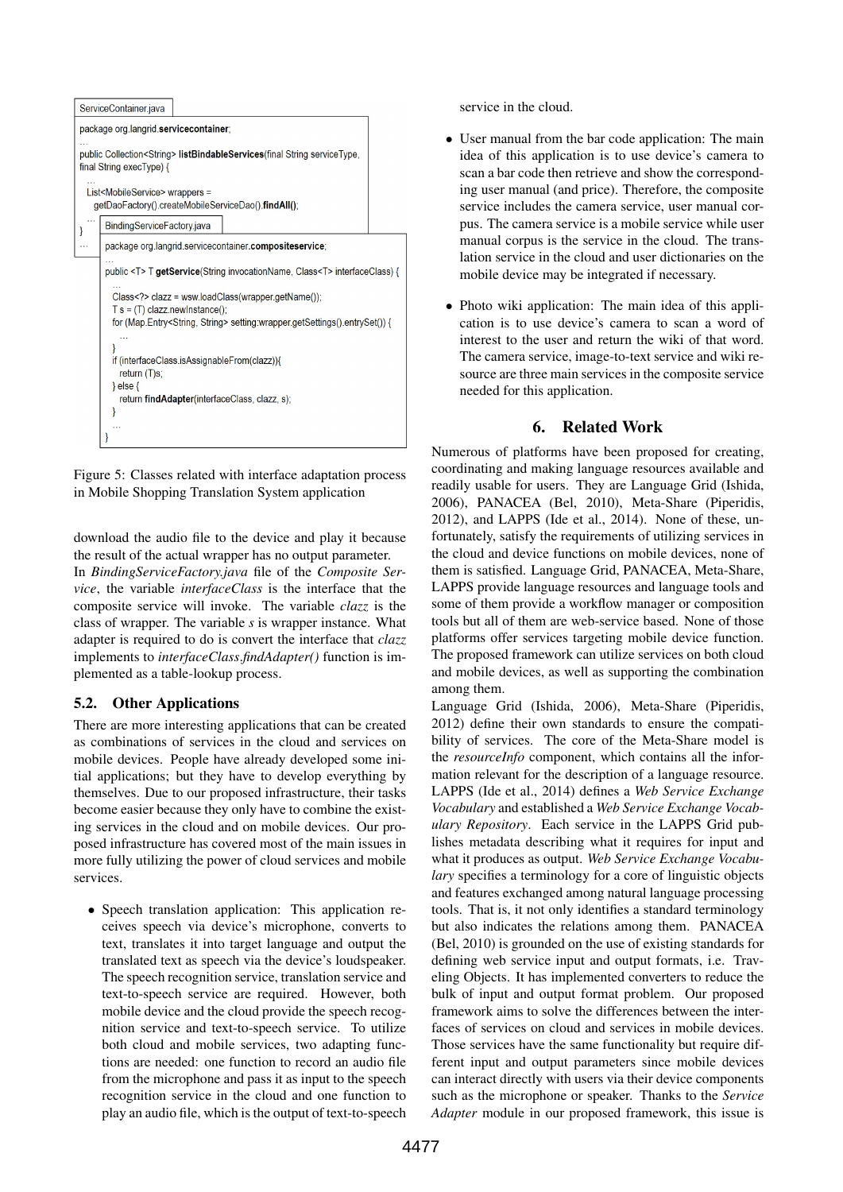```
ServiceContainer.java

package org.langrid.servicecontainer;
...
public Collection<String> listBindableServices(final String serviceType,
final String execType) {
  ...
  List<MobileService> wrappers =
    getDaoFactory().createMobileServiceDao().findAll();
  ...
}
...
```

```
BindingServiceFactory.java

package org.langrid.servicecontainer.compositeservice;
...
public <T> T getService(String invocationName, Class<T> interfaceClass) {
  ...
  Class<?> clazz = wsw.loadClass(wrapper.getName());
  T s = (T) clazz.newInstance();
  for (Map.Entry<String, String> setting:wrapper.getSettings().entrySet()) {
    ...
  }
  if (interfaceClass.isAssignableFrom(clazz)){
    return (T)s;
  } else {
    return findAdapter(interfaceClass, clazz, s);
  }
  ...
}
```

Figure 5: Classes related with interface adaptation process in Mobile Shopping Translation System application

download the audio file to the device and play it because the result of the actual wrapper has no output parameter.

In *BindingServiceFactory.java* file of the *Composite Service*, the variable *interfaceClass* is the interface that the composite service will invoke. The variable *clazz* is the class of wrapper. The variable *s* is wrapper instance. What adapter is required to do is convert the interface that *clazz* implements to *interfaceClass.findAdapter()* function is implemented as a table-lookup process.

### 5.2. Other Applications

There are more interesting applications that can be created as combinations of services in the cloud and services on mobile devices. People have already developed some initial applications; but they have to develop everything by themselves. Due to our proposed infrastructure, their tasks become easier because they only have to combine the existing services in the cloud and on mobile devices. Our proposed infrastructure has covered most of the main issues in more fully utilizing the power of cloud services and mobile services.

- Speech translation application: This application receives speech via device's microphone, converts to text, translates it into target language and output the translated text as speech via the device's loudspeaker. The speech recognition service, translation service and text-to-speech service are required. However, both mobile device and the cloud provide the speech recognition service and text-to-speech service. To utilize both cloud and mobile services, two adapting functions are needed: one function to record an audio file from the microphone and pass it as input to the speech recognition service in the cloud and one function to play an audio file, which is the output of text-to-speech service in the cloud.
- User manual from the bar code application: The main idea of this application is to use device's camera to scan a bar code then retrieve and show the corresponding user manual (and price). Therefore, the composite service includes the camera service, user manual corpus. The camera service is a mobile service while user manual corpus is the service in the cloud. The translation service in the cloud and user dictionaries on the mobile device may be integrated if necessary.
- Photo wiki application: The main idea of this application is to use device's camera to scan a word of interest to the user and return the wiki of that word. The camera service, image-to-text service and wiki resource are three main services in the composite service needed for this application.

## 6. Related Work

Numerous of platforms have been proposed for creating, coordinating and making language resources available and readily usable for users. They are Language Grid (Ishida, 2006), PANACEA (Bel, 2010), Meta-Share (Piperidis, 2012), and LAPPS (Ide et al., 2014). None of these, unfortunately, satisfy the requirements of utilizing services in the cloud and device functions on mobile devices, none of them is satisfied. Language Grid, PANACEA, Meta-Share, LAPPS provide language resources and language tools and some of them provide a workflow manager or composition tools but all of them are web-service based. None of those platforms offer services targeting mobile device function. The proposed framework can utilize services on both cloud and mobile devices, as well as supporting the combination among them.

Language Grid (Ishida, 2006), Meta-Share (Piperidis, 2012) define their own standards to ensure the compatibility of services. The core of the Meta-Share model is the *resourceInfo* component, which contains all the information relevant for the description of a language resource. LAPPS (Ide et al., 2014) defines a *Web Service Exchange Vocabulary* and established a *Web Service Exchange Vocabulary Repository*. Each service in the LAPPS Grid publishes metadata describing what it requires for input and what it produces as output. *Web Service Exchange Vocabulary* specifies a terminology for a core of linguistic objects and features exchanged among natural language processing tools. That is, it not only identifies a standard terminology but also indicates the relations among them. PANACEA (Bel, 2010) is grounded on the use of existing standards for defining web service input and output formats, i.e. Traveling Objects. It has implemented converters to reduce the bulk of input and output format problem. Our proposed framework aims to solve the differences between the interfaces of services on cloud and services in mobile devices. Those services have the same functionality but require different input and output parameters since mobile devices can interact directly with users via their device components such as the microphone or speaker. Thanks to the *Service Adapter* module in our proposed framework, this issue is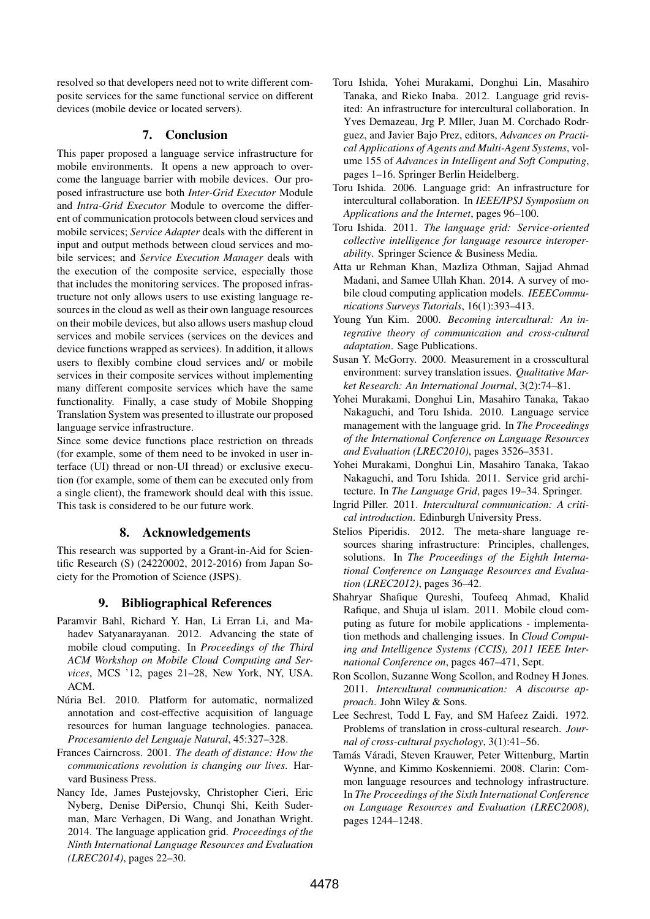resolved so that developers need not to write different composite services for the same functional service on different devices (mobile device or located servers).

## 7. Conclusion

This paper proposed a language service infrastructure for mobile environments. It opens a new approach to overcome the language barrier with mobile devices. Our proposed infrastructure use both *Inter-Grid Executor* Module and *Intra-Grid Executor* Module to overcome the different of communication protocols between cloud services and mobile services; *Service Adapter* deals with the different in input and output methods between cloud services and mobile services; and *Service Execution Manager* deals with the execution of the composite service, especially those that includes the monitoring services. The proposed infrastructure not only allows users to use existing language resources in the cloud as well as their own language resources on their mobile devices, but also allows users mashup cloud services and mobile services (services on the devices and device functions wrapped as services). In addition, it allows users to flexibly combine cloud services and/ or mobile services in their composite services without implementing many different composite services which have the same functionality. Finally, a case study of Mobile Shopping Translation System was presented to illustrate our proposed language service infrastructure.

Since some device functions place restriction on threads (for example, some of them need to be invoked in user interface (UI) thread or non-UI thread) or exclusive execution (for example, some of them can be executed only from a single client), the framework should deal with this issue. This task is considered to be our future work.

## 8. Acknowledgements

This research was supported by a Grant-in-Aid for Scientific Research (S) (24220002, 2012-2016) from Japan Society for the Promotion of Science (JSPS).

## 9. Bibliographical References

Paramvir Bahl, Richard Y. Han, Li Erran Li, and Mahadev Satyanarayanan. 2012. Advancing the state of mobile cloud computing. In *Proceedings of the Third ACM Workshop on Mobile Cloud Computing and Services*, MCS '12, pages 21–28, New York, NY, USA. ACM.

Núria Bel. 2010. Platform for automatic, normalized annotation and cost-effective acquisition of language resources for human language technologies. panacea. *Procesamiento del Lenguaje Natural*, 45:327–328.

Frances Cairncross. 2001. *The death of distance: How the communications revolution is changing our lives*. Harvard Business Press.

Nancy Ide, James Pustejovsky, Christopher Cieri, Eric Nyberg, Denise DiPersio, Chunqi Shi, Keith Suderman, Marc Verhagen, Di Wang, and Jonathan Wright. 2014. The language application grid. *Proceedings of the Ninth International Language Resources and Evaluation (LREC2014)*, pages 22–30.

Toru Ishida, Yohei Murakami, Donghui Lin, Masahiro Tanaka, and Rieko Inaba. 2012. Language grid revisited: An infrastructure for intercultural collaboration. In Yves Demazeau, Jrg P. Mller, Juan M. Corchado Rodrguez, and Javier Bajo Prez, editors, *Advances on Practical Applications of Agents and Multi-Agent Systems*, volume 155 of *Advances in Intelligent and Soft Computing*, pages 1–16. Springer Berlin Heidelberg.

Toru Ishida. 2006. Language grid: An infrastructure for intercultural collaboration. In *IEEE/IPSJ Symposium on Applications and the Internet*, pages 96–100.

Toru Ishida. 2011. *The language grid: Service-oriented collective intelligence for language resource interoperability*. Springer Science & Business Media.

Atta ur Rehman Khan, Mazliza Othman, Sajjad Ahmad Madani, and Samee Ullah Khan. 2014. A survey of mobile cloud computing application models. *IEEECommunications Surveys Tutorials*, 16(1):393–413.

Young Yun Kim. 2000. *Becoming intercultural: An integrative theory of communication and cross-cultural adaptation*. Sage Publications.

Susan Y. McGorry. 2000. Measurement in a crosscultural environment: survey translation issues. *Qualitative Market Research: An International Journal*, 3(2):74–81.

Yohei Murakami, Donghui Lin, Masahiro Tanaka, Takao Nakaguchi, and Toru Ishida. 2010. Language service management with the language grid. In *The Proceedings of the International Conference on Language Resources and Evaluation (LREC2010)*, pages 3526–3531.

Yohei Murakami, Donghui Lin, Masahiro Tanaka, Takao Nakaguchi, and Toru Ishida. 2011. Service grid architecture. In *The Language Grid*, pages 19–34. Springer.

Ingrid Piller. 2011. *Intercultural communication: A critical introduction*. Edinburgh University Press.

Stelios Piperidis. 2012. The meta-share language resources sharing infrastructure: Principles, challenges, solutions. In *The Proceedings of the Eighth International Conference on Language Resources and Evaluation (LREC2012)*, pages 36–42.

Shahryar Shafique Qureshi, Toufeeq Ahmad, Khalid Rafique, and Shuja ul islam. 2011. Mobile cloud computing as future for mobile applications - implementation methods and challenging issues. In *Cloud Computing and Intelligence Systems (CCIS), 2011 IEEE International Conference on*, pages 467–471, Sept.

Ron Scollon, Suzanne Wong Scollon, and Rodney H Jones. 2011. *Intercultural communication: A discourse approach*. John Wiley & Sons.

Lee Sechrest, Todd L Fay, and SM Hafeez Zaidi. 1972. Problems of translation in cross-cultural research. *Journal of cross-cultural psychology*, 3(1):41–56.

Tamás Váradi, Steven Krauwer, Peter Wittenburg, Martin Wynne, and Kimmo Koskenniemi. 2008. Clarin: Common language resources and technology infrastructure. In *The Proceedings of the Sixth International Conference on Language Resources and Evaluation (LREC2008)*, pages 1244–1248.